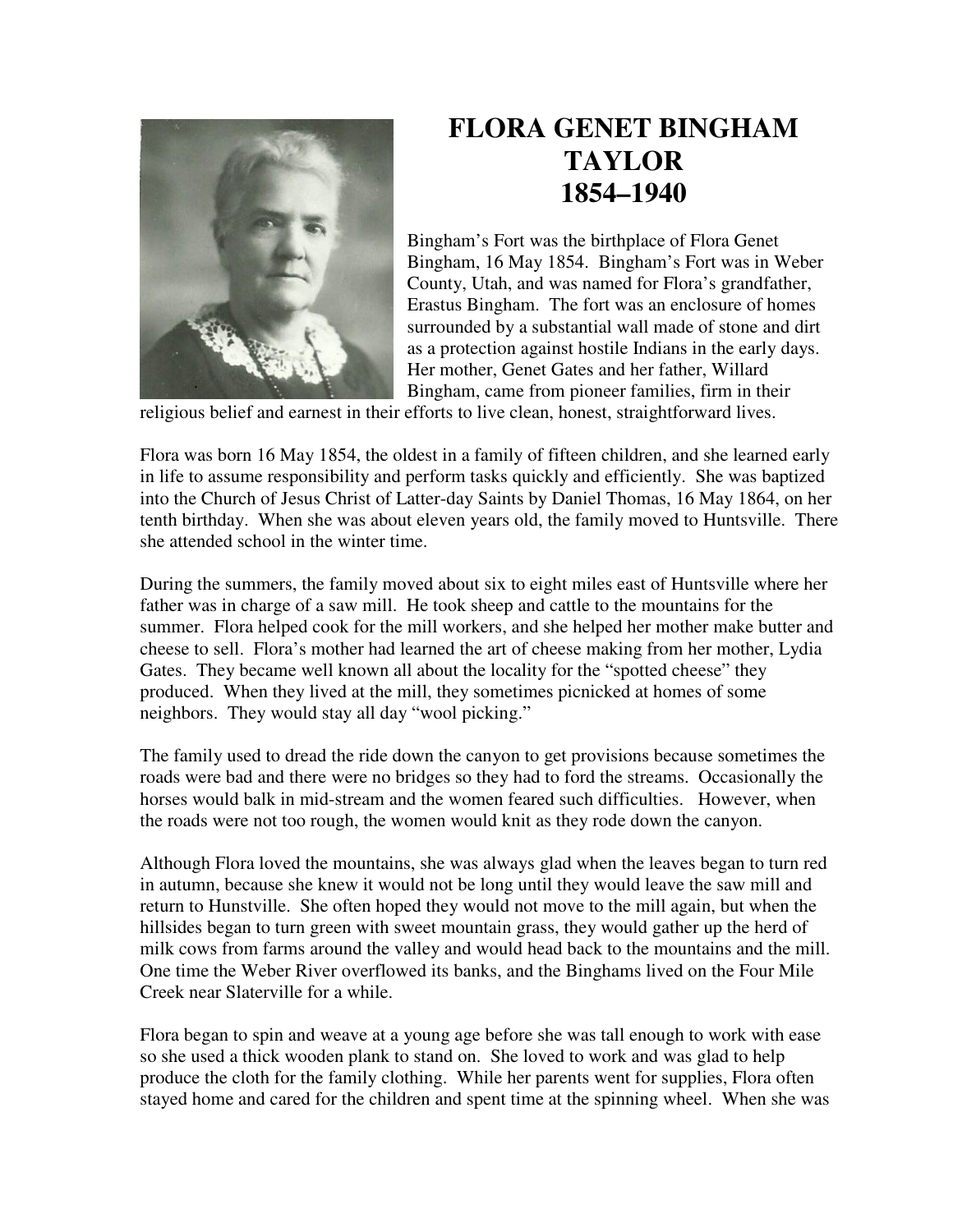# FLORA GENET BINGHAM TAYLOR
# 1854–1940

Bingham's Fort was the birthplace of Flora Genet Bingham, 16 May 1854. Bingham's Fort was in Weber County, Utah, and was named for Flora's grandfather, Erastus Bingham. The fort was an enclosure of homes surrounded by a substantial wall made of stone and dirt as a protection against hostile Indians in the early days. Her mother, Genet Gates and her father, Willard Bingham, came from pioneer families, firm in their religious belief and earnest in their efforts to live clean, honest, straightforward lives.

Flora was born 16 May 1854, the oldest in a family of fifteen children, and she learned early in life to assume responsibility and perform tasks quickly and efficiently. She was baptized into the Church of Jesus Christ of Latter-day Saints by Daniel Thomas, 16 May 1864, on her tenth birthday. When she was about eleven years old, the family moved to Huntsville. There she attended school in the winter time.

During the summers, the family moved about six to eight miles east of Huntsville where her father was in charge of a saw mill. He took sheep and cattle to the mountains for the summer. Flora helped cook for the mill workers, and she helped her mother make butter and cheese to sell. Flora's mother had learned the art of cheese making from her mother, Lydia Gates. They became well known all about the locality for the "spotted cheese" they produced. When they lived at the mill, they sometimes picnicked at homes of some neighbors. They would stay all day "wool picking."

The family used to dread the ride down the canyon to get provisions because sometimes the roads were bad and there were no bridges so they had to ford the streams. Occasionally the horses would balk in mid-stream and the women feared such difficulties. However, when the roads were not too rough, the women would knit as they rode down the canyon.

Although Flora loved the mountains, she was always glad when the leaves began to turn red in autumn, because she knew it would not be long until they would leave the saw mill and return to Hunstville. She often hoped they would not move to the mill again, but when the hillsides began to turn green with sweet mountain grass, they would gather up the herd of milk cows from farms around the valley and would head back to the mountains and the mill. One time the Weber River overflowed its banks, and the Binghams lived on the Four Mile Creek near Slaterville for a while.

Flora began to spin and weave at a young age before she was tall enough to work with ease so she used a thick wooden plank to stand on. She loved to work and was glad to help produce the cloth for the family clothing. While her parents went for supplies, Flora often stayed home and cared for the children and spent time at the spinning wheel. When she was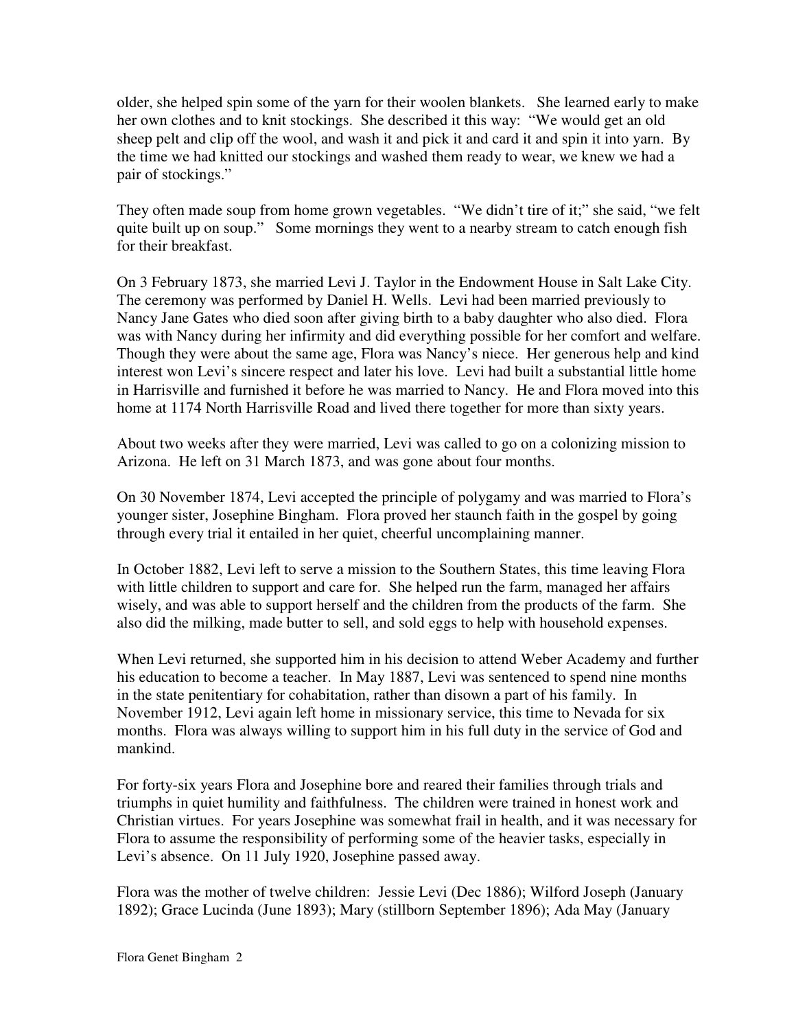older, she helped spin some of the yarn for their woolen blankets. She learned early to make her own clothes and to knit stockings. She described it this way: "We would get an old sheep pelt and clip off the wool, and wash it and pick it and card it and spin it into yarn. By the time we had knitted our stockings and washed them ready to wear, we knew we had a pair of stockings."

They often made soup from home grown vegetables. "We didn't tire of it;" she said, "we felt quite built up on soup." Some mornings they went to a nearby stream to catch enough fish for their breakfast.

On 3 February 1873, she married Levi J. Taylor in the Endowment House in Salt Lake City. The ceremony was performed by Daniel H. Wells. Levi had been married previously to Nancy Jane Gates who died soon after giving birth to a baby daughter who also died. Flora was with Nancy during her infirmity and did everything possible for her comfort and welfare. Though they were about the same age, Flora was Nancy's niece. Her generous help and kind interest won Levi's sincere respect and later his love. Levi had built a substantial little home in Harrisville and furnished it before he was married to Nancy. He and Flora moved into this home at 1174 North Harrisville Road and lived there together for more than sixty years.

About two weeks after they were married, Levi was called to go on a colonizing mission to Arizona. He left on 31 March 1873, and was gone about four months.

On 30 November 1874, Levi accepted the principle of polygamy and was married to Flora's younger sister, Josephine Bingham. Flora proved her staunch faith in the gospel by going through every trial it entailed in her quiet, cheerful uncomplaining manner.

In October 1882, Levi left to serve a mission to the Southern States, this time leaving Flora with little children to support and care for. She helped run the farm, managed her affairs wisely, and was able to support herself and the children from the products of the farm. She also did the milking, made butter to sell, and sold eggs to help with household expenses.

When Levi returned, she supported him in his decision to attend Weber Academy and further his education to become a teacher. In May 1887, Levi was sentenced to spend nine months in the state penitentiary for cohabitation, rather than disown a part of his family. In November 1912, Levi again left home in missionary service, this time to Nevada for six months. Flora was always willing to support him in his full duty in the service of God and mankind.

For forty-six years Flora and Josephine bore and reared their families through trials and triumphs in quiet humility and faithfulness. The children were trained in honest work and Christian virtues. For years Josephine was somewhat frail in health, and it was necessary for Flora to assume the responsibility of performing some of the heavier tasks, especially in Levi's absence. On 11 July 1920, Josephine passed away.

Flora was the mother of twelve children: Jessie Levi (Dec 1886); Wilford Joseph (January 1892); Grace Lucinda (June 1893); Mary (stillborn September 1896); Ada May (January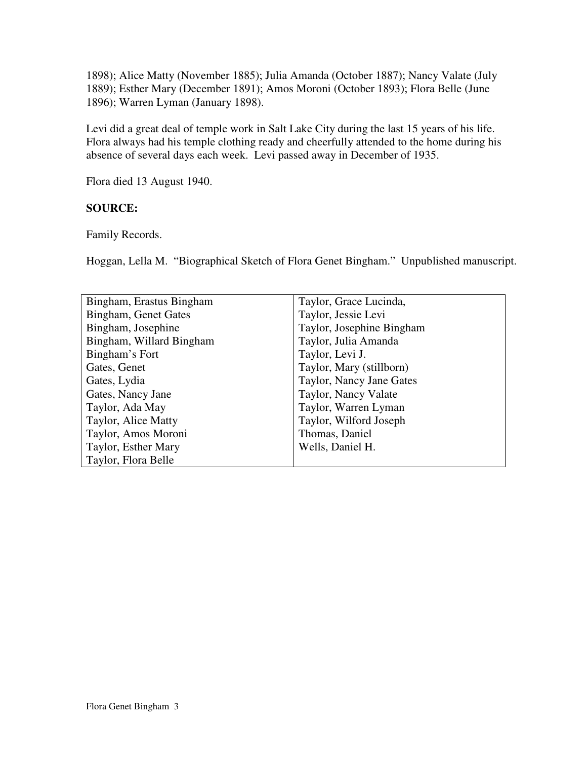1898); Alice Matty (November 1885); Julia Amanda (October 1887); Nancy Valate (July 1889); Esther Mary (December 1891); Amos Moroni (October 1893); Flora Belle (June 1896); Warren Lyman (January 1898).

Levi did a great deal of temple work in Salt Lake City during the last 15 years of his life. Flora always had his temple clothing ready and cheerfully attended to the home during his absence of several days each week. Levi passed away in December of 1935.

Flora died 13 August 1940.

**SOURCE:**

Family Records.

Hoggan, Lella M. "Biographical Sketch of Flora Genet Bingham." Unpublished manuscript.

| | |
|---|---|
| Bingham, Erastus Bingham | Taylor, Grace Lucinda, |
| Bingham, Genet Gates | Taylor, Jessie Levi |
| Bingham, Josephine | Taylor, Josephine Bingham |
| Bingham, Willard Bingham | Taylor, Julia Amanda |
| Bingham's Fort | Taylor, Levi J. |
| Gates, Genet | Taylor, Mary (stillborn) |
| Gates, Lydia | Taylor, Nancy Jane Gates |
| Gates, Nancy Jane | Taylor, Nancy Valate |
| Taylor, Ada May | Taylor, Warren Lyman |
| Taylor, Alice Matty | Taylor, Wilford Joseph |
| Taylor, Amos Moroni | Thomas, Daniel |
| Taylor, Esther Mary | Wells, Daniel H. |
| Taylor, Flora Belle | |